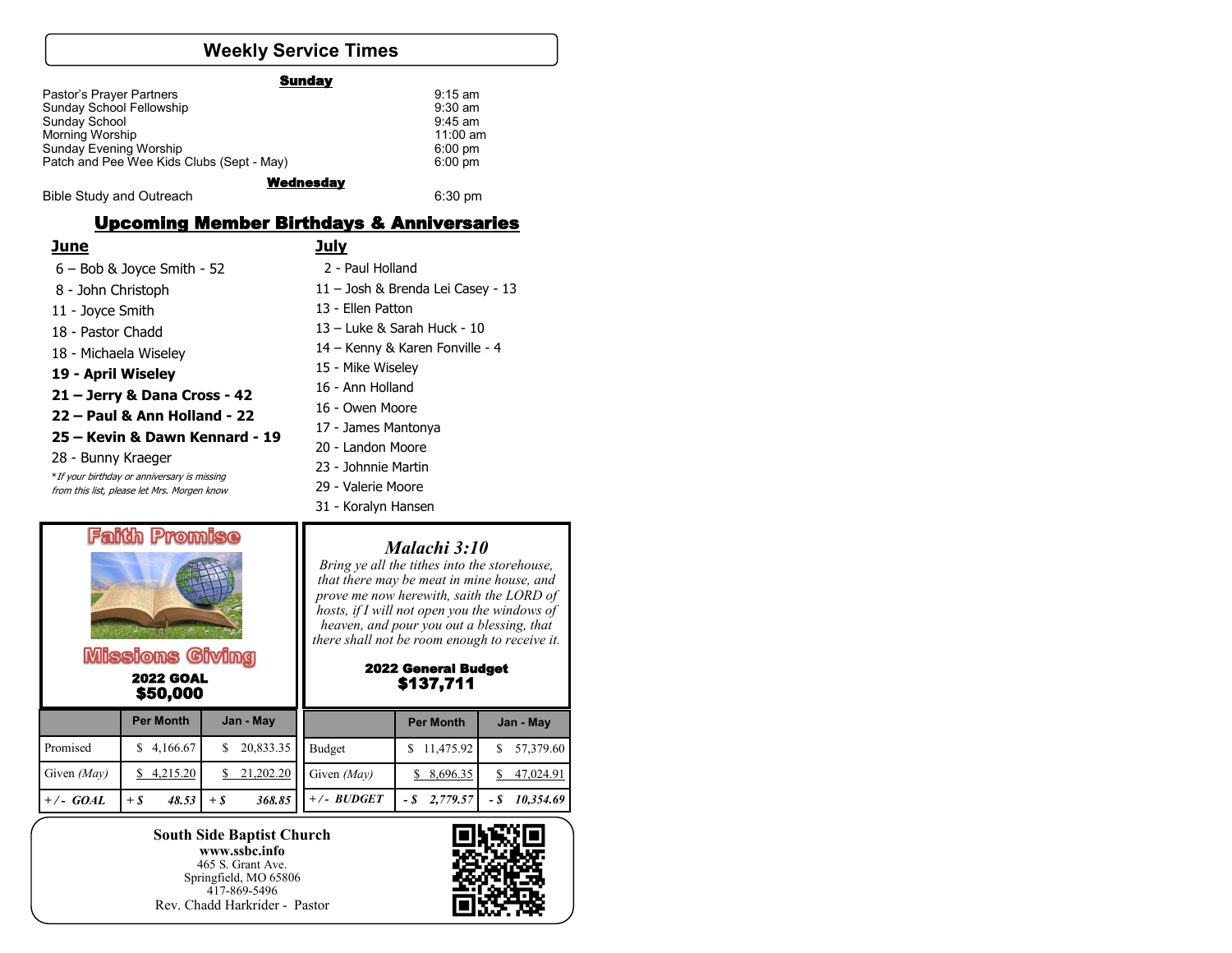## Weekly Service Times

**Sunday**

| | |
|---|---|
| Pastor's Prayer Partners | 9:15 am |
| Sunday School Fellowship | 9:30 am |
| Sunday School | 9:45 am |
| Morning Worship | 11:00 am |
| Sunday Evening Worship | 6:00 pm |
| Patch and Pee Wee Kids Clubs (Sept - May) | 6:00 pm |

**Wednesday**

| | |
|---|---|
| Bible Study and Outreach | 6:30 pm |

## Upcoming Member Birthdays & Anniversaries

**June**

- 6 – Bob & Joyce Smith - 52
- 8 - John Christoph
- 11 - Joyce Smith
- 18 - Pastor Chadd
- 18 - Michaela Wiseley
- **19 - April Wiseley**
- **21 – Jerry & Dana Cross - 42**
- **22 – Paul & Ann Holland - 22**
- **25 – Kevin & Dawn Kennard - 19**
- 28 - Bunny Kraeger

*\*If your birthday or anniversary is missing from this list, please let Mrs. Morgen know*

**July**

- 2 - Paul Holland
- 11 – Josh & Brenda Lei Casey - 13
- 13 - Ellen Patton
- 13 – Luke & Sarah Huck - 10
- 14 – Kenny & Karen Fonville - 4
- 15 - Mike Wiseley
- 16 - Ann Holland
- 16 - Owen Moore
- 17 - James Mantonya
- 20 - Landon Moore
- 23 - Johnnie Martin
- 29 - Valerie Moore
- 31 - Koralyn Hansen

### Faith Promise

### Missions Giving

**2022 GOAL**
**$50,000**

| | Per Month | Jan - May |
|---|---|---|
| Promised | $ 4,166.67 | $ 20,833.35 |
| Given *(May)* | $ 4,215.20 | $ 21,202.20 |
| ***+/- GOAL*** | ***+ $ 48.53*** | ***+ $ 368.85*** |

### *Malachi 3:10*

*Bring ye all the tithes into the storehouse, that there may be meat in mine house, and prove me now herewith, saith the LORD of hosts, if I will not open you the windows of heaven, and pour you out a blessing, that there shall not be room enough to receive it.*

**2022 General Budget**
**$137,711**

| | Per Month | Jan - May |
|---|---|---|
| Budget | $ 11,475.92 | $ 57,379.60 |
| Given *(May)* | $ 8,696.35 | $ 47,024.91 |
| ***+/- BUDGET*** | ***- $ 2,779.57*** | ***- $ 10,354.69*** |

**South Side Baptist Church**
**www.ssbc.info**
465 S. Grant Ave.
Springfield, MO 65806
417-869-5496
Rev. Chadd Harkrider - Pastor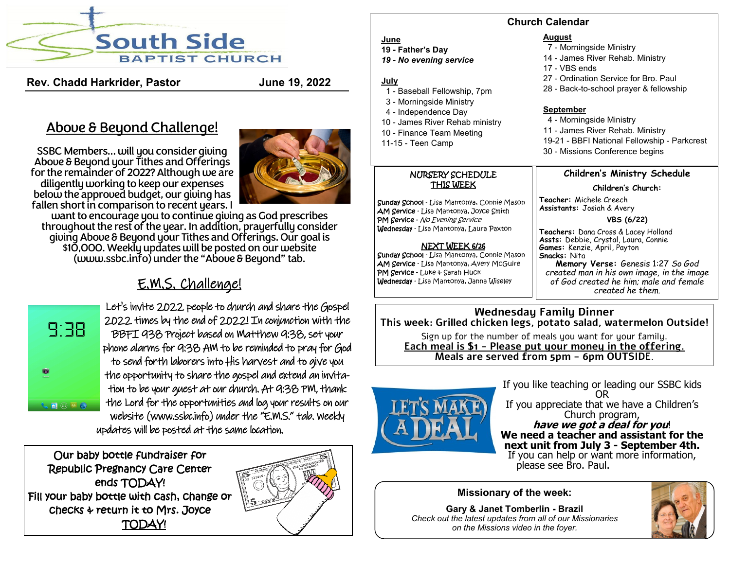# South Side BAPTIST CHURCH

**Rev. Chadd Harkrider, Pastor** **June 19, 2022**

## Above & Beyond Challenge!

SSBC Members... will you consider giving Above & Beyond your Tithes and Offerings for the remainder of 2022? Although we are diligently working to keep our expenses below the approved budget, our giving has fallen short in comparison to recent years. I want to encourage you to continue giving as God prescribes throughout the rest of the year. In addition, prayerfully consider giving Above & Beyond your Tithes and Offerings. Our goal is $10,000. Weekly updates will be posted on our website (www.ssbc.info) under the "Above & Beyond" tab.

## E.M.S. Challenge!

9:38

Let's invite 2022 people to church and share the Gospel 2022 times by the end of 2022! In conjunction with the BBFI 938 Project based on Matthew 9:38, set your phone alarms for 9:38 AM to be reminded to pray for God to send forth laborers into His harvest and to give you the opportunity to share the gospel and extend an invitation to be your guest at our church. At 9:38 PM, thank the Lord for the opportunities and log your results on our website (www.ssbc.info) under the "E.M.S." tab. Weekly updates will be posted at the same location.

Our baby bottle fundraiser for Republic Pregnancy Care Center ends TODAY! Fill your baby bottle with cash, change or checks & return it to Mrs. Joyce TODAY!

## Church Calendar

**June**
**19 - Father's Day**
***19 - No evening service***

**July**
1 - Baseball Fellowship, 7pm
3 - Morningside Ministry
4 - Independence Day
10 - James River Rehab ministry
10 - Finance Team Meeting
11-15 - Teen Camp

**August**
7 - Morningside Ministry
14 - James River Rehab. Ministry
17 - VBS ends
27 - Ordination Service for Bro. Paul
28 - Back-to-school prayer & fellowship

**September**
4 - Morningside Ministry
11 - James River Rehab. Ministry
19-21 - BBFI National Fellowship - Parkcrest
30 - Missions Conference begins

### NURSERY SCHEDULE

THIS WEEK

**Sunday School** - Lisa Mantonya, Connie Mason
**AM Service** - Lisa Mantonya, Joyce Smith
**PM Service** - *No Evening Service*
**Wednesday** - Lisa Mantonya, Laura Paxton

NEXT WEEK 6/26

**Sunday School** - Lisa Mantonya, Connie Mason
**AM Service** - Lisa Mantonya, Avery McGuire
**PM Service** - Luke & Sarah Huck
**Wednesday** - Lisa Mantonya, Janna Wiseley

### Children's Ministry Schedule

**Children's Church:**

**Teacher:** Michele Creech
**Assistants:** Josiah & Avery

**VBS (6/22)**

**Teachers:** Dana Cross & Lacey Holland
**Assts:** Debbie, Crystal, Laura, Connie
**Games:** Kenzie, April, Payton
**Snacks:** Nita

**Memory Verse:** Genesis 1:27 *So God created man in his own image, in the image of God created he him; male and female created he them.*

### Wednesday Family Dinner

**This week: Grilled chicken legs, potato salad, watermelon Outside!**

Sign up for the number of meals you want for your family.
**Each meal is $1 – Please put your money in the offering.**
**Meals are served from 5pm – 6pm OUTSIDE.**

LET'S MAKE A DEAL

If you like teaching or leading our SSBC kids
OR
If you appreciate that we have a Children's Church program,
***have we got a deal for you!***
**We need a teacher and assistant for the next unit from July 3 - September 4th.**
If you can help or want more information, please see Bro. Paul.

### Missionary of the week:

**Gary & Janet Tomberlin - Brazil**
*Check out the latest updates from all of our Missionaries on the Missions video in the foyer.*